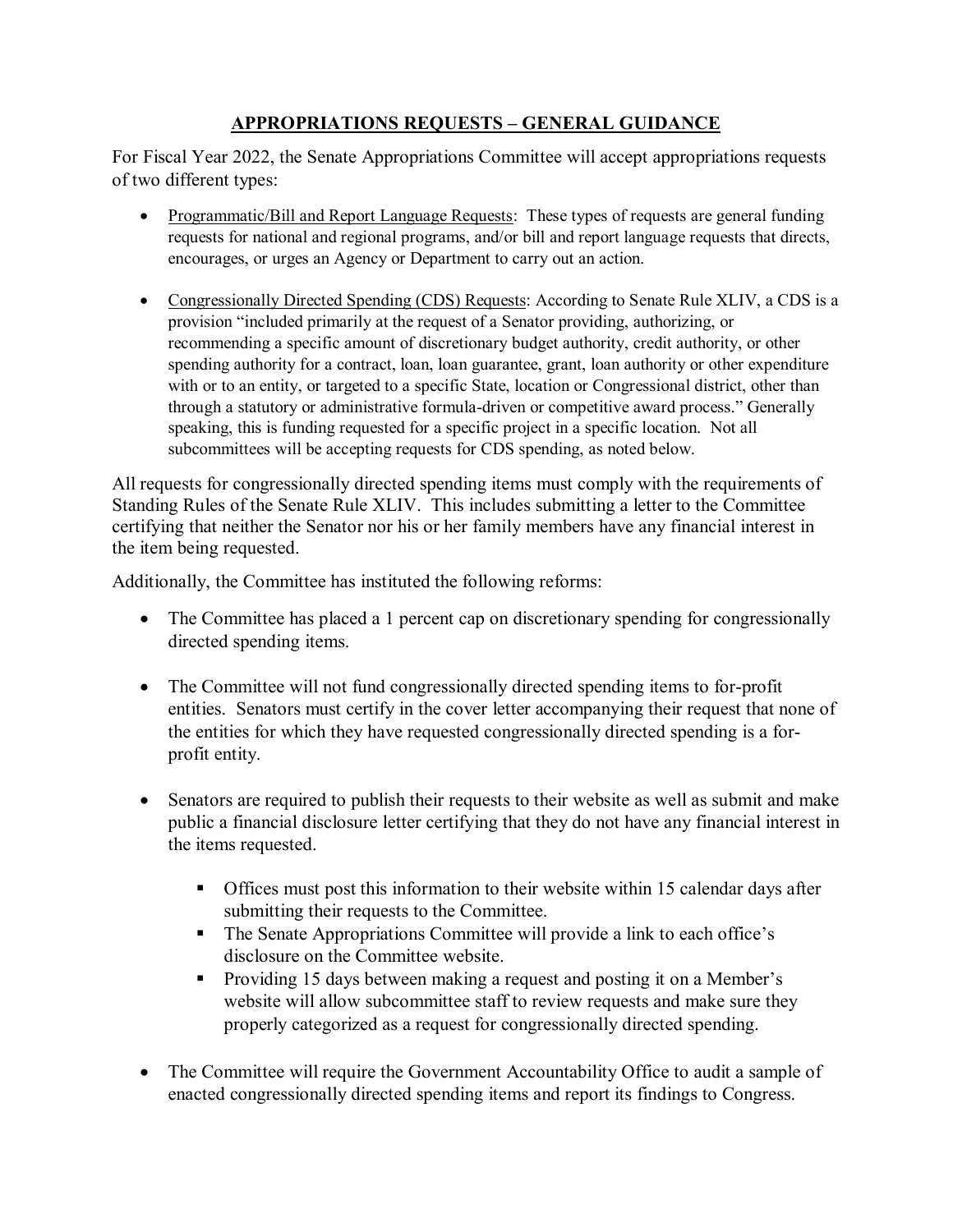# APPROPRIATIONS REQUESTS – GENERAL GUIDANCE

For Fiscal Year 2022, the Senate Appropriations Committee will accept appropriations requests of two different types:

- Programmatic/Bill and Report Language Requests: These types of requests are general funding requests for national and regional programs, and/or bill and report language requests that directs, encourages, or urges an Agency or Department to carry out an action.
- Congressionally Directed Spending (CDS) Requests: According to Senate Rule XLIV, a CDS is a provision "included primarily at the request of a Senator providing, authorizing, or recommending a specific amount of discretionary budget authority, credit authority, or other spending authority for a contract, loan, loan guarantee, grant, loan authority or other expenditure with or to an entity, or targeted to a specific State, location or Congressional district, other than through a statutory or administrative formula-driven or competitive award process." Generally speaking, this is funding requested for a specific project in a specific location. Not all subcommittees will be accepting requests for CDS spending, as noted below.

All requests for congressionally directed spending items must comply with the requirements of Standing Rules of the Senate Rule XLIV. This includes submitting a letter to the Committee certifying that neither the Senator nor his or her family members have any financial interest in the item being requested.

Additionally, the Committee has instituted the following reforms:

- The Committee has placed a 1 percent cap on discretionary spending for congressionally directed spending items.
- The Committee will not fund congressionally directed spending items to for-profit entities. Senators must certify in the cover letter accompanying their request that none of the entities for which they have requested congressionally directed spending is a for-profit entity.
- Senators are required to publish their requests to their website as well as submit and make public a financial disclosure letter certifying that they do not have any financial interest in the items requested.
  - Offices must post this information to their website within 15 calendar days after submitting their requests to the Committee.
  - The Senate Appropriations Committee will provide a link to each office's disclosure on the Committee website.
  - Providing 15 days between making a request and posting it on a Member's website will allow subcommittee staff to review requests and make sure they properly categorized as a request for congressionally directed spending.
- The Committee will require the Government Accountability Office to audit a sample of enacted congressionally directed spending items and report its findings to Congress.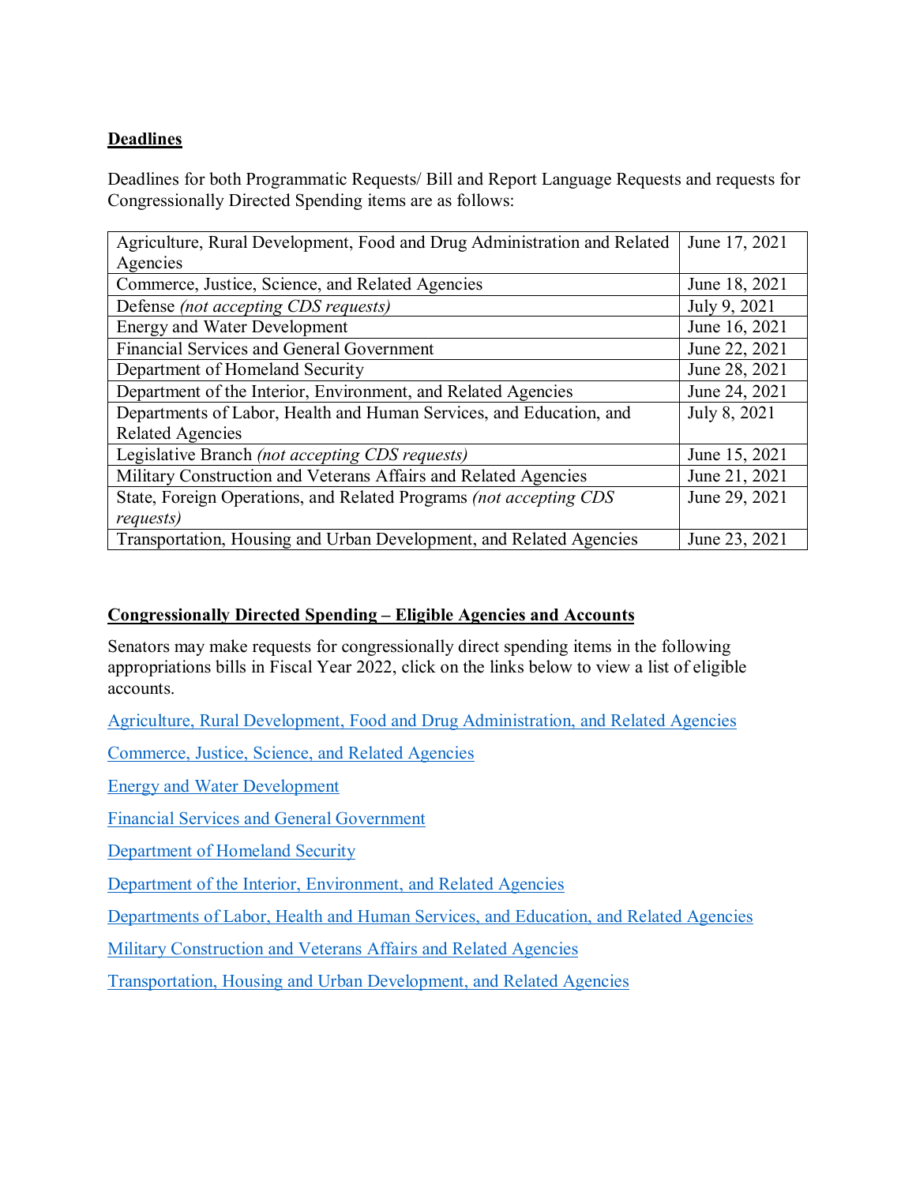**Deadlines**

Deadlines for both Programmatic Requests/ Bill and Report Language Requests and requests for Congressionally Directed Spending items are as follows:

| | |
|---|---|
| Agriculture, Rural Development, Food and Drug Administration and Related Agencies | June 17, 2021 |
| Commerce, Justice, Science, and Related Agencies | June 18, 2021 |
| Defense *(not accepting CDS requests)* | July 9, 2021 |
| Energy and Water Development | June 16, 2021 |
| Financial Services and General Government | June 22, 2021 |
| Department of Homeland Security | June 28, 2021 |
| Department of the Interior, Environment, and Related Agencies | June 24, 2021 |
| Departments of Labor, Health and Human Services, and Education, and Related Agencies | July 8, 2021 |
| Legislative Branch *(not accepting CDS requests)* | June 15, 2021 |
| Military Construction and Veterans Affairs and Related Agencies | June 21, 2021 |
| State, Foreign Operations, and Related Programs *(not accepting CDS requests)* | June 29, 2021 |
| Transportation, Housing and Urban Development, and Related Agencies | June 23, 2021 |

**Congressionally Directed Spending – Eligible Agencies and Accounts**

Senators may make requests for congressionally direct spending items in the following appropriations bills in Fiscal Year 2022, click on the links below to view a list of eligible accounts.

Agriculture, Rural Development, Food and Drug Administration, and Related Agencies

Commerce, Justice, Science, and Related Agencies

Energy and Water Development

Financial Services and General Government

Department of Homeland Security

Department of the Interior, Environment, and Related Agencies

Departments of Labor, Health and Human Services, and Education, and Related Agencies

Military Construction and Veterans Affairs and Related Agencies

Transportation, Housing and Urban Development, and Related Agencies